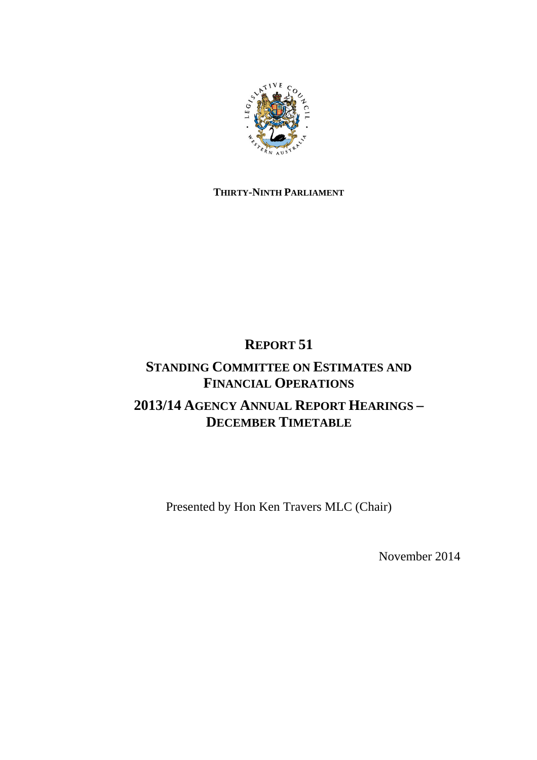**THIRTY-NINTH PARLIAMENT**

# REPORT 51

## STANDING COMMITTEE ON ESTIMATES AND FINANCIAL OPERATIONS

## 2013/14 AGENCY ANNUAL REPORT HEARINGS – DECEMBER TIMETABLE

Presented by Hon Ken Travers MLC (Chair)

November 2014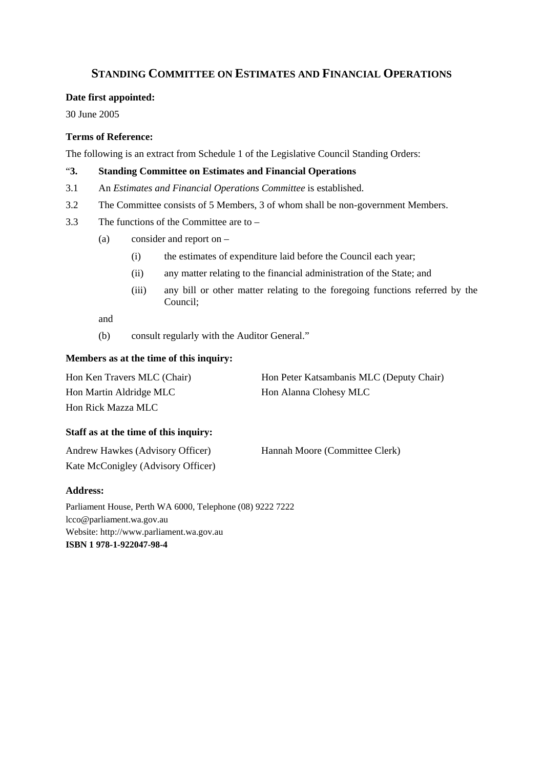# STANDING COMMITTEE ON ESTIMATES AND FINANCIAL OPERATIONS

**Date first appointed:**

30 June 2005

**Terms of Reference:**

The following is an extract from Schedule 1 of the Legislative Council Standing Orders:

"**3. Standing Committee on Estimates and Financial Operations**

3.1 An *Estimates and Financial Operations Committee* is established.

3.2 The Committee consists of 5 Members, 3 of whom shall be non-government Members.

3.3 The functions of the Committee are to –

(a) consider and report on –

(i) the estimates of expenditure laid before the Council each year;

(ii) any matter relating to the financial administration of the State; and

(iii) any bill or other matter relating to the foregoing functions referred by the Council;

and

(b) consult regularly with the Auditor General."

**Members as at the time of this inquiry:**

Hon Ken Travers MLC (Chair)
Hon Peter Katsambanis MLC (Deputy Chair)
Hon Martin Aldridge MLC
Hon Alanna Clohesy MLC
Hon Rick Mazza MLC

**Staff as at the time of this inquiry:**

Andrew Hawkes (Advisory Officer)
Hannah Moore (Committee Clerk)
Kate McConigley (Advisory Officer)

**Address:**

Parliament House, Perth WA 6000, Telephone (08) 9222 7222
lcco@parliament.wa.gov.au
Website: http://www.parliament.wa.gov.au
**ISBN 1 978-1-922047-98-4**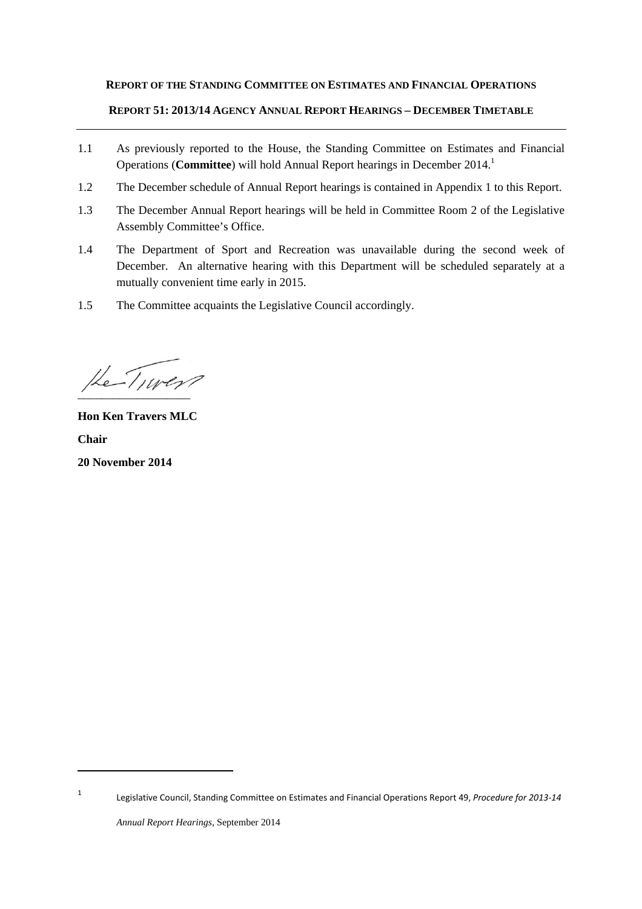**REPORT OF THE STANDING COMMITTEE ON ESTIMATES AND FINANCIAL OPERATIONS**

**REPORT 51: 2013/14 AGENCY ANNUAL REPORT HEARINGS – DECEMBER TIMETABLE**

---

1.1 As previously reported to the House, the Standing Committee on Estimates and Financial Operations (**Committee**) will hold Annual Report hearings in December 2014.[1]

1.2 The December schedule of Annual Report hearings is contained in Appendix 1 to this Report.

1.3 The December Annual Report hearings will be held in Committee Room 2 of the Legislative Assembly Committee's Office.

1.4 The Department of Sport and Recreation was unavailable during the second week of December. An alternative hearing with this Department will be scheduled separately at a mutually convenient time early in 2015.

1.5 The Committee acquaints the Legislative Council accordingly.

**Hon Ken Travers MLC**

**Chair**

**20 November 2014**

---

[1] Legislative Council, Standing Committee on Estimates and Financial Operations Report 49, *Procedure for 2013-14 Annual Report Hearings*, September 2014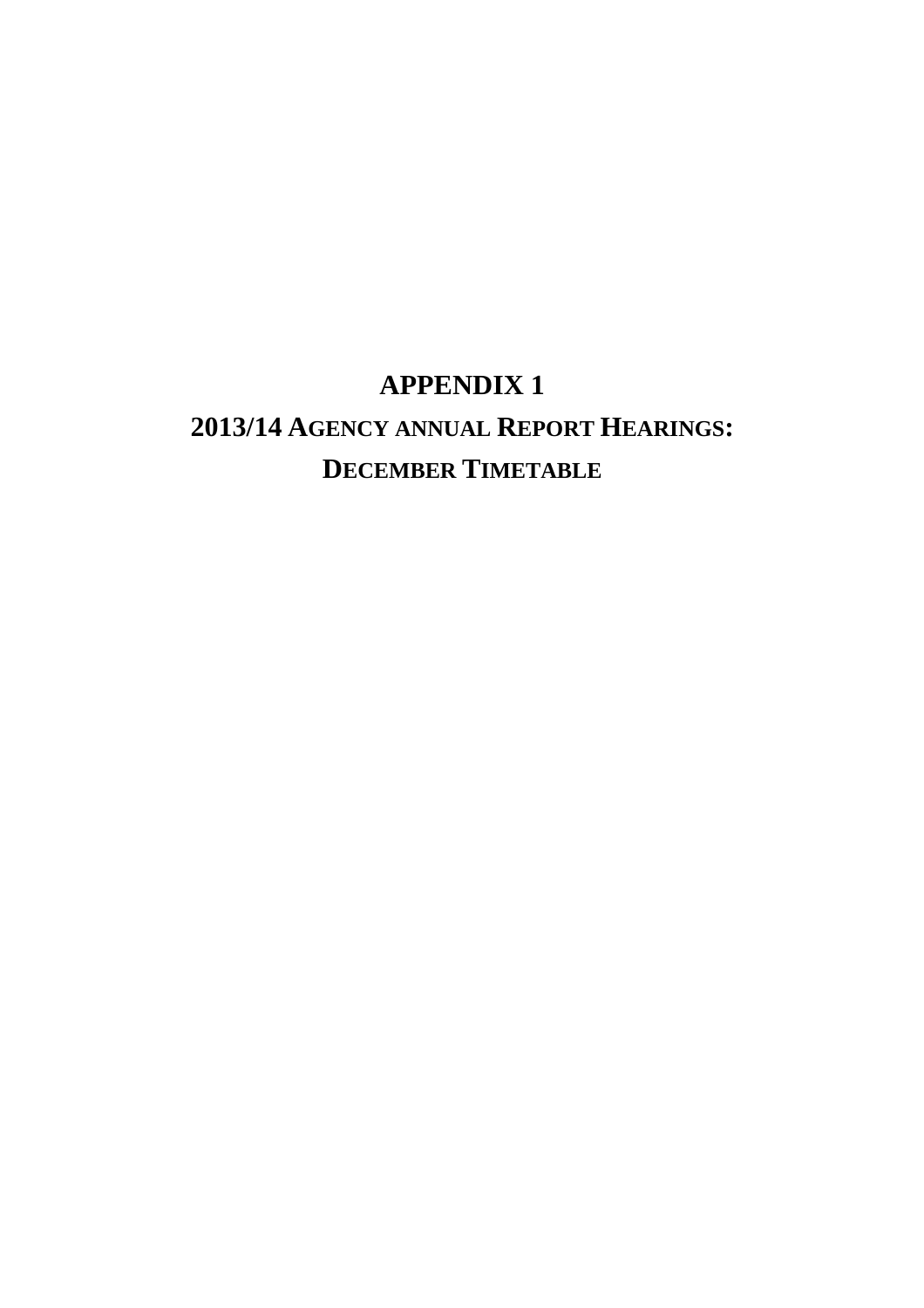# APPENDIX 1

## 2013/14 AGENCY ANNUAL REPORT HEARINGS:

## DECEMBER TIMETABLE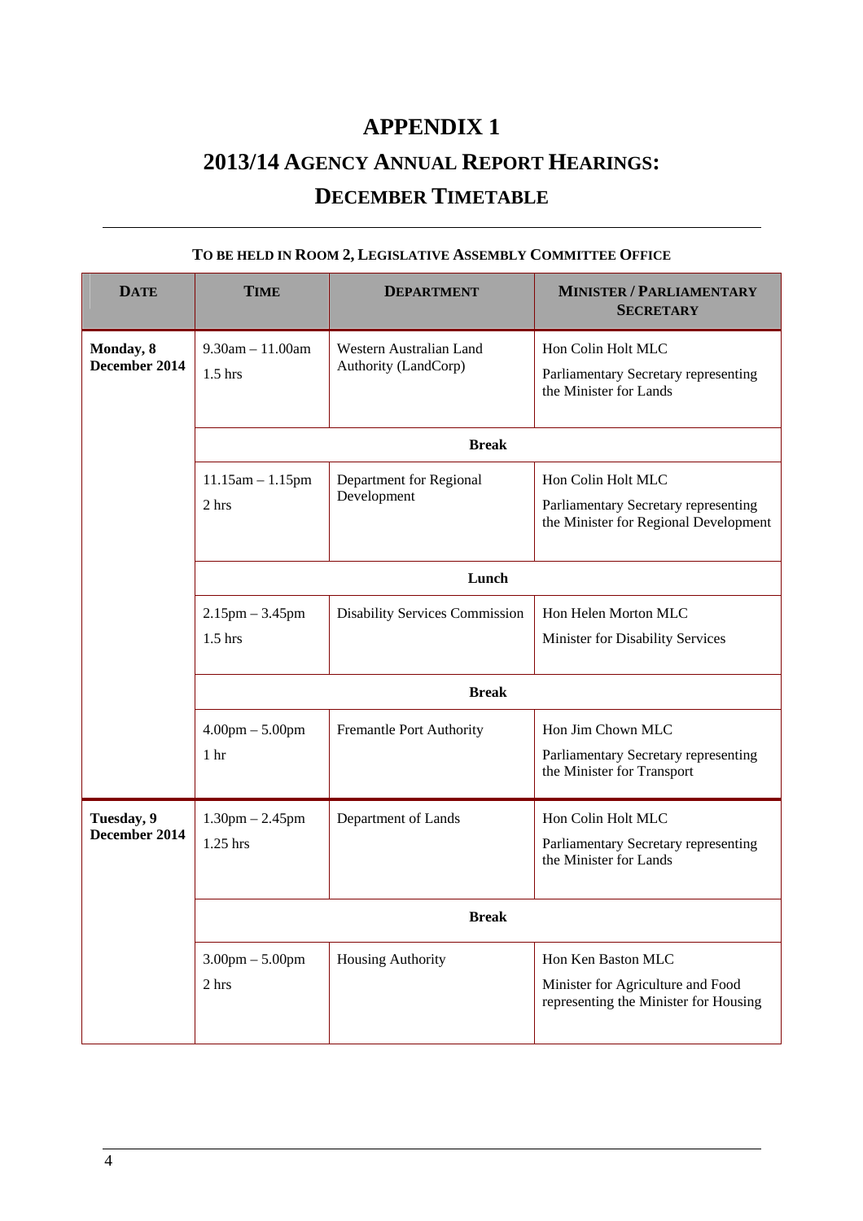# APPENDIX 1

# 2013/14 AGENCY ANNUAL REPORT HEARINGS: DECEMBER TIMETABLE

**TO BE HELD IN ROOM 2, LEGISLATIVE ASSEMBLY COMMITTEE OFFICE**

| DATE | TIME | DEPARTMENT | MINISTER / PARLIAMENTARY SECRETARY |
|---|---|---|---|
| **Monday, 8 December 2014** | 9.30am – 11.00am<br>1.5 hrs | Western Australian Land Authority (LandCorp) | Hon Colin Holt MLC<br>Parliamentary Secretary representing the Minister for Lands |
| | **Break** | | |
| | 11.15am – 1.15pm<br>2 hrs | Department for Regional Development | Hon Colin Holt MLC<br>Parliamentary Secretary representing the Minister for Regional Development |
| | **Lunch** | | |
| | 2.15pm – 3.45pm<br>1.5 hrs | Disability Services Commission | Hon Helen Morton MLC<br>Minister for Disability Services |
| | **Break** | | |
| | 4.00pm – 5.00pm<br>1 hr | Fremantle Port Authority | Hon Jim Chown MLC<br>Parliamentary Secretary representing the Minister for Transport |
| **Tuesday, 9 December 2014** | 1.30pm – 2.45pm<br>1.25 hrs | Department of Lands | Hon Colin Holt MLC<br>Parliamentary Secretary representing the Minister for Lands |
| | **Break** | | |
| | 3.00pm – 5.00pm<br>2 hrs | Housing Authority | Hon Ken Baston MLC<br>Minister for Agriculture and Food representing the Minister for Housing |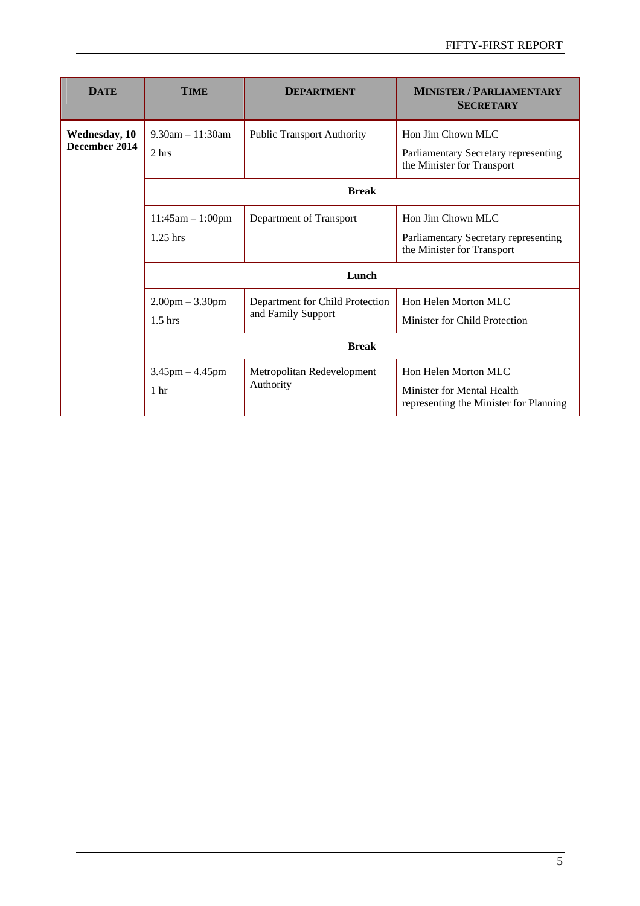| DATE | TIME | DEPARTMENT | MINISTER / PARLIAMENTARY SECRETARY |
|---|---|---|---|
| **Wednesday, 10 December 2014** | 9.30am – 11:30am<br>2 hrs | Public Transport Authority | Hon Jim Chown MLC<br>Parliamentary Secretary representing the Minister for Transport |
| | **Break** | | |
| | 11:45am – 1:00pm<br>1.25 hrs | Department of Transport | Hon Jim Chown MLC<br>Parliamentary Secretary representing the Minister for Transport |
| | **Lunch** | | |
| | 2.00pm – 3.30pm<br>1.5 hrs | Department for Child Protection and Family Support | Hon Helen Morton MLC<br>Minister for Child Protection |
| | **Break** | | |
| | 3.45pm – 4.45pm<br>1 hr | Metropolitan Redevelopment Authority | Hon Helen Morton MLC<br>Minister for Mental Health representing the Minister for Planning |